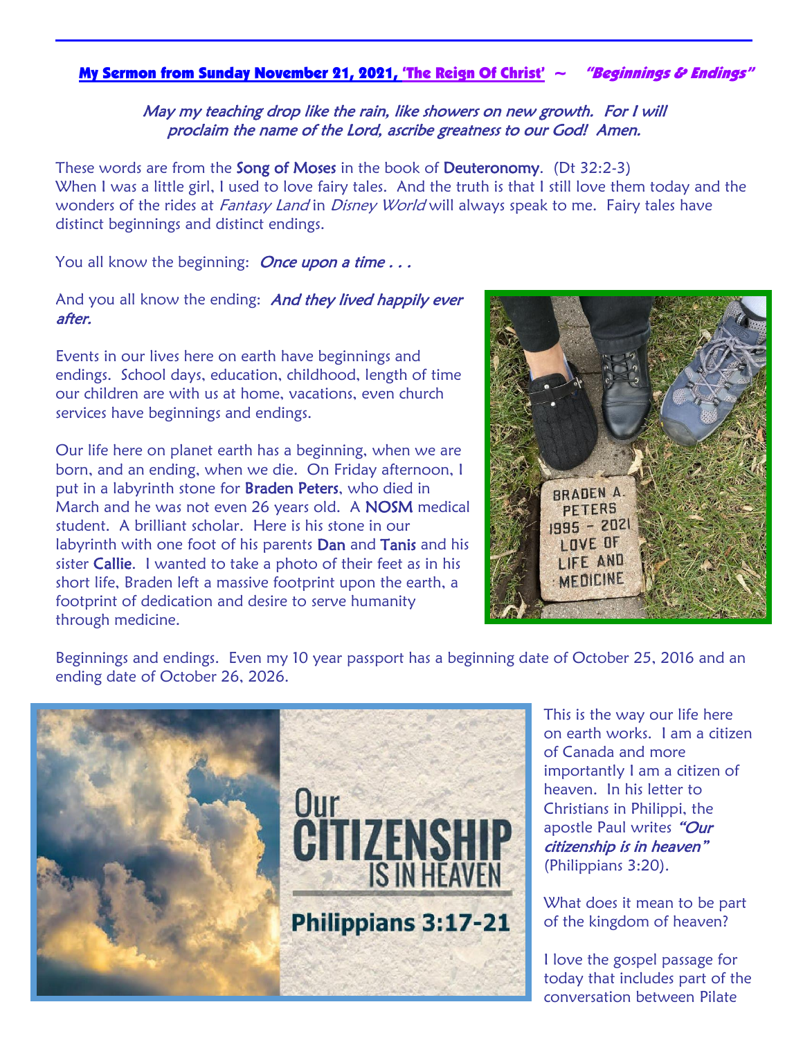## My Sermon from Sunday November 21, 2021, 'The Reign Of Christ' ~ *"Beginnings & Endings"*

*May my teaching drop like the rain, like showers on new growth. For I will proclaim the name of the Lord, ascribe greatness to our God! Amen.*

These words are from the **Song of Moses** in the book of **Deuteronomy**. (Dt 32:2-3)
When I was a little girl, I used to love fairy tales. And the truth is that I still love them today and the wonders of the rides at *Fantasy Land* in *Disney World* will always speak to me. Fairy tales have distinct beginnings and distinct endings.

You all know the beginning: *Once upon a time . . .*

And you all know the ending: *And they lived happily ever after.*

Events in our lives here on earth have beginnings and endings. School days, education, childhood, length of time our children are with us at home, vacations, even church services have beginnings and endings.

Our life here on planet earth has a beginning, when we are born, and an ending, when we die. On Friday afternoon, I put in a labyrinth stone for **Braden Peters**, who died in March and he was not even 26 years old. A **NOSM** medical student. A brilliant scholar. Here is his stone in our labyrinth with one foot of his parents **Dan** and **Tanis** and his sister **Callie**. I wanted to take a photo of their feet as in his short life, Braden left a massive footprint upon the earth, a footprint of dedication and desire to serve humanity through medicine.

Beginnings and endings. Even my 10 year passport has a beginning date of October 25, 2016 and an ending date of October 26, 2026.

This is the way our life here on earth works. I am a citizen of Canada and more importantly I am a citizen of heaven. In his letter to Christians in Philippi, the apostle Paul writes *"Our citizenship is in heaven"* (Philippians 3:20).

What does it mean to be part of the kingdom of heaven?

I love the gospel passage for today that includes part of the conversation between Pilate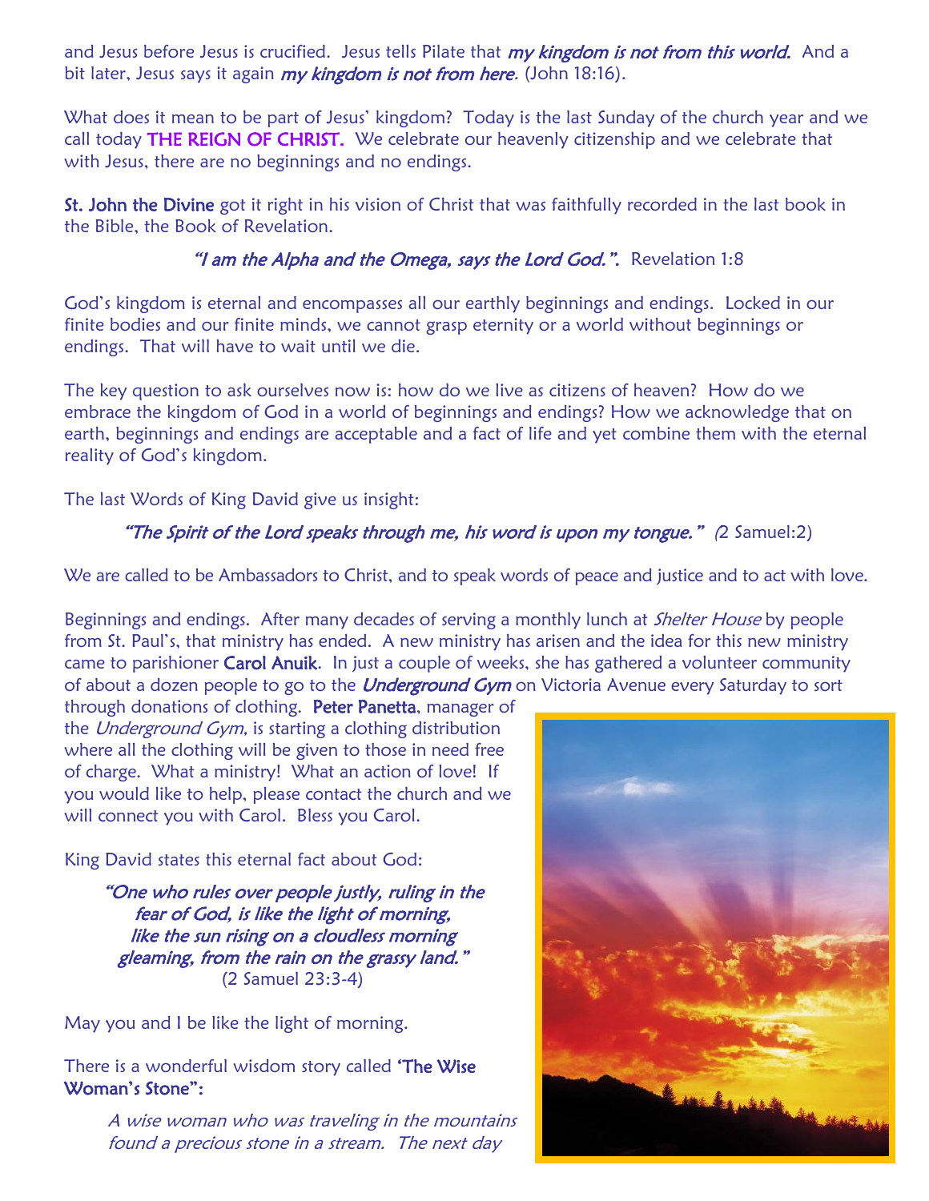and Jesus before Jesus is crucified. Jesus tells Pilate that *my kingdom is not from this world.* And a bit later, Jesus says it again *my kingdom is not from here.* (John 18:16).

What does it mean to be part of Jesus' kingdom? Today is the last Sunday of the church year and we call today THE REIGN OF CHRIST. We celebrate our heavenly citizenship and we celebrate that with Jesus, there are no beginnings and no endings.

**St. John the Divine** got it right in his vision of Christ that was faithfully recorded in the last book in the Bible, the Book of Revelation.

*"I am the Alpha and the Omega, says the Lord God.".* Revelation 1:8

God's kingdom is eternal and encompasses all our earthly beginnings and endings. Locked in our finite bodies and our finite minds, we cannot grasp eternity or a world without beginnings or endings. That will have to wait until we die.

The key question to ask ourselves now is: how do we live as citizens of heaven? How do we embrace the kingdom of God in a world of beginnings and endings? How we acknowledge that on earth, beginnings and endings are acceptable and a fact of life and yet combine them with the eternal reality of God's kingdom.

The last Words of King David give us insight:

*"The Spirit of the Lord speaks through me, his word is upon my tongue." (*2 Samuel:2)

We are called to be Ambassadors to Christ, and to speak words of peace and justice and to act with love.

Beginnings and endings. After many decades of serving a monthly lunch at *Shelter House* by people from St. Paul's, that ministry has ended. A new ministry has arisen and the idea for this new ministry came to parishioner **Carol Anuik**. In just a couple of weeks, she has gathered a volunteer community of about a dozen people to go to the *Underground Gym* on Victoria Avenue every Saturday to sort through donations of clothing. **Peter Panetta**, manager of the *Underground Gym*, is starting a clothing distribution where all the clothing will be given to those in need free of charge. What a ministry! What an action of love! If you would like to help, please contact the church and we will connect you with Carol. Bless you Carol.

King David states this eternal fact about God:

*"One who rules over people justly, ruling in the fear of God, is like the light of morning, like the sun rising on a cloudless morning gleaming, from the rain on the grassy land."*
(2 Samuel 23:3-4)

May you and I be like the light of morning.

There is a wonderful wisdom story called **'The Wise Woman's Stone"**:

*A wise woman who was traveling in the mountains found a precious stone in a stream. The next day*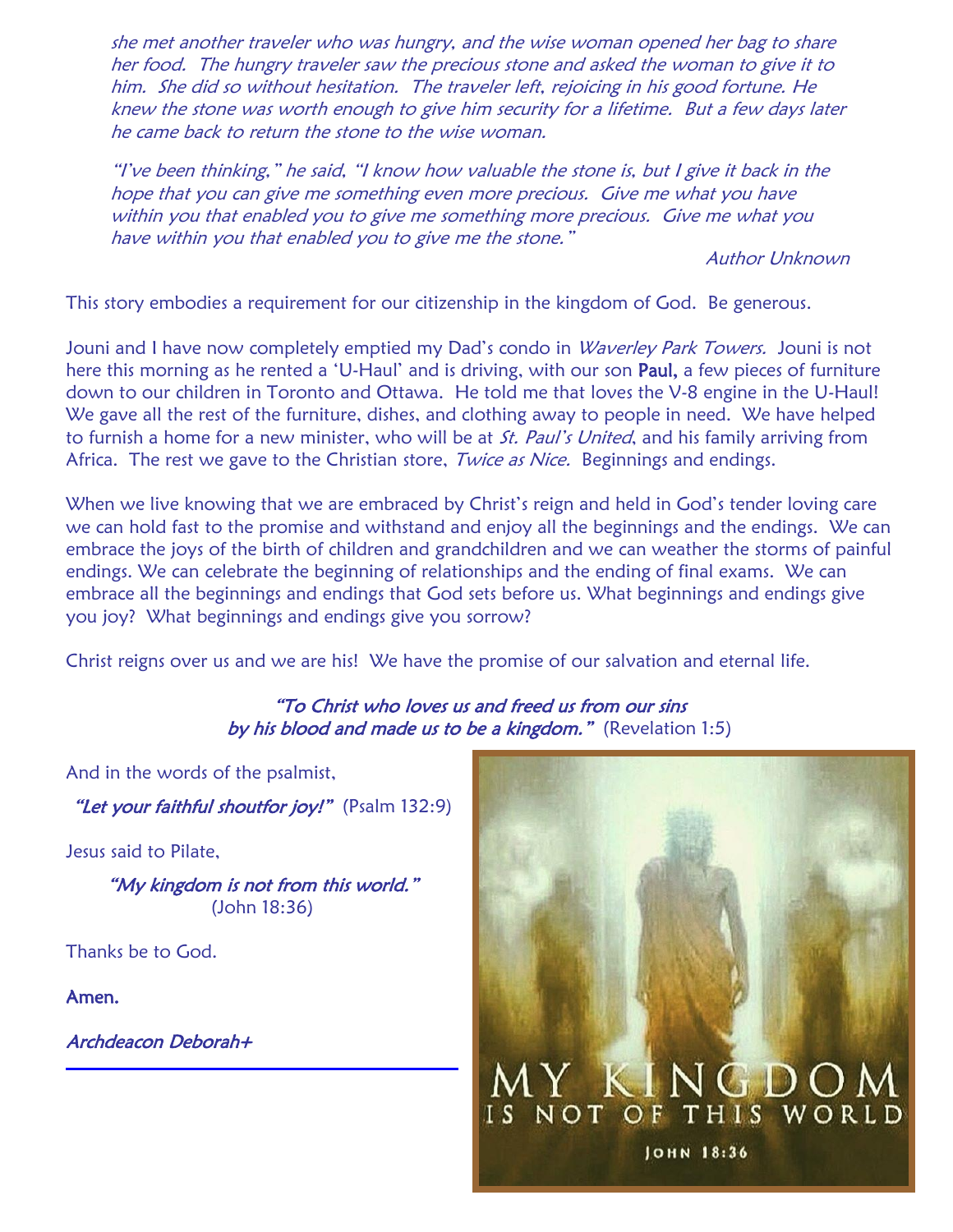*she met another traveler who was hungry, and the wise woman opened her bag to share her food. The hungry traveler saw the precious stone and asked the woman to give it to him. She did so without hesitation. The traveler left, rejoicing in his good fortune. He knew the stone was worth enough to give him security for a lifetime. But a few days later he came back to return the stone to the wise woman.*

*"I've been thinking," he said, "I know how valuable the stone is, but I give it back in the hope that you can give me something even more precious. Give me what you have within you that enabled you to give me something more precious. Give me what you have within you that enabled you to give me the stone."*

*Author Unknown*

This story embodies a requirement for our citizenship in the kingdom of God. Be generous.

Jouni and I have now completely emptied my Dad's condo in *Waverley Park Towers.* Jouni is not here this morning as he rented a 'U-Haul' and is driving, with our son Paul, a few pieces of furniture down to our children in Toronto and Ottawa. He told me that loves the V-8 engine in the U-Haul! We gave all the rest of the furniture, dishes, and clothing away to people in need. We have helped to furnish a home for a new minister, who will be at *St. Paul's United*, and his family arriving from Africa. The rest we gave to the Christian store, *Twice as Nice.* Beginnings and endings.

When we live knowing that we are embraced by Christ's reign and held in God's tender loving care we can hold fast to the promise and withstand and enjoy all the beginnings and the endings. We can embrace the joys of the birth of children and grandchildren and we can weather the storms of painful endings. We can celebrate the beginning of relationships and the ending of final exams. We can embrace all the beginnings and endings that God sets before us. What beginnings and endings give you joy? What beginnings and endings give you sorrow?

Christ reigns over us and we are his! We have the promise of our salvation and eternal life.

*"To Christ who loves us and freed us from our sins by his blood and made us to be a kingdom."* (Revelation 1:5)

And in the words of the psalmist,

*"Let your faithful shoutfor joy!"* (Psalm 132:9)

Jesus said to Pilate,

*"My kingdom is not from this world."* (John 18:36)

Thanks be to God.

Amen.

*Archdeacon Deborah+*

MY KINGDOM IS NOT OF THIS WORLD

JOHN 18:36